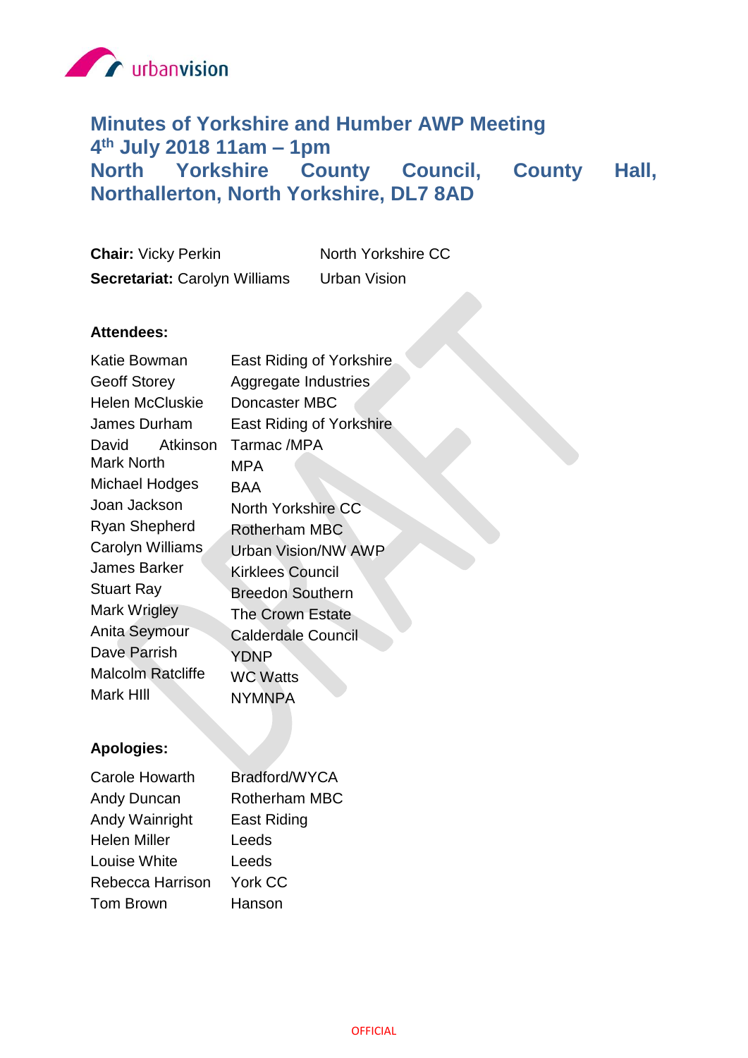# Minutes of Yorkshire and Humber AWP Meeting
## 4th July 2018 11am – 1pm
## North Yorkshire County Council, County Hall, Northallerton, North Yorkshire, DL7 8AD

| | |
|---|---|
| **Chair:** Vicky Perkin | North Yorkshire CC |
| **Secretariat:** Carolyn Williams | Urban Vision |

**Attendees:**

| | |
|---|---|
| Katie Bowman | East Riding of Yorkshire |
| Geoff Storey | Aggregate Industries |
| Helen McCluskie | Doncaster MBC |
| James Durham | East Riding of Yorkshire |
| David Atkinson | Tarmac /MPA |
| Mark North | MPA |
| Michael Hodges | BAA |
| Joan Jackson | North Yorkshire CC |
| Ryan Shepherd | Rotherham MBC |
| Carolyn Williams | Urban Vision/NW AWP |
| James Barker | Kirklees Council |
| Stuart Ray | Breedon Southern |
| Mark Wrigley | The Crown Estate |
| Anita Seymour | Calderdale Council |
| Dave Parrish | YDNP |
| Malcolm Ratcliffe | WC Watts |
| Mark HIll | NYMNPA |

**Apologies:**

| | |
|---|---|
| Carole Howarth | Bradford/WYCA |
| Andy Duncan | Rotherham MBC |
| Andy Wainright | East Riding |
| Helen Miller | Leeds |
| Louise White | Leeds |
| Rebecca Harrison | York CC |
| Tom Brown | Hanson |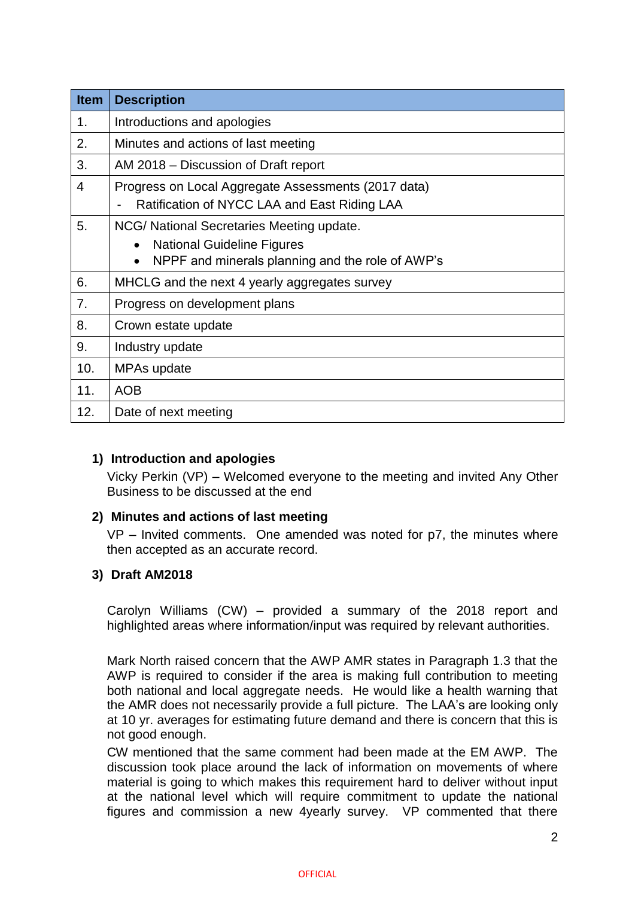| Item | Description |
|---|---|
| 1. | Introductions and apologies |
| 2. | Minutes and actions of last meeting |
| 3. | AM 2018 – Discussion of Draft report |
| 4 | Progress on Local Aggregate Assessments (2017 data)<br>- Ratification of NYCC LAA and East Riding LAA |
| 5. | NCG/ National Secretaries Meeting update.<br>• National Guideline Figures<br>• NPPF and minerals planning and the role of AWP's |
| 6. | MHCLG and the next 4 yearly aggregates survey |
| 7. | Progress on development plans |
| 8. | Crown estate update |
| 9. | Industry update |
| 10. | MPAs update |
| 11. | AOB |
| 12. | Date of next meeting |

**1) Introduction and apologies**

Vicky Perkin (VP) – Welcomed everyone to the meeting and invited Any Other Business to be discussed at the end

**2) Minutes and actions of last meeting**

VP – Invited comments. One amended was noted for p7, the minutes where then accepted as an accurate record.

**3) Draft AM2018**

Carolyn Williams (CW) – provided a summary of the 2018 report and highlighted areas where information/input was required by relevant authorities.

Mark North raised concern that the AWP AMR states in Paragraph 1.3 that the AWP is required to consider if the area is making full contribution to meeting both national and local aggregate needs. He would like a health warning that the AMR does not necessarily provide a full picture. The LAA's are looking only at 10 yr. averages for estimating future demand and there is concern that this is not good enough.

CW mentioned that the same comment had been made at the EM AWP. The discussion took place around the lack of information on movements of where material is going to which makes this requirement hard to deliver without input at the national level which will require commitment to update the national figures and commission a new 4yearly survey. VP commented that there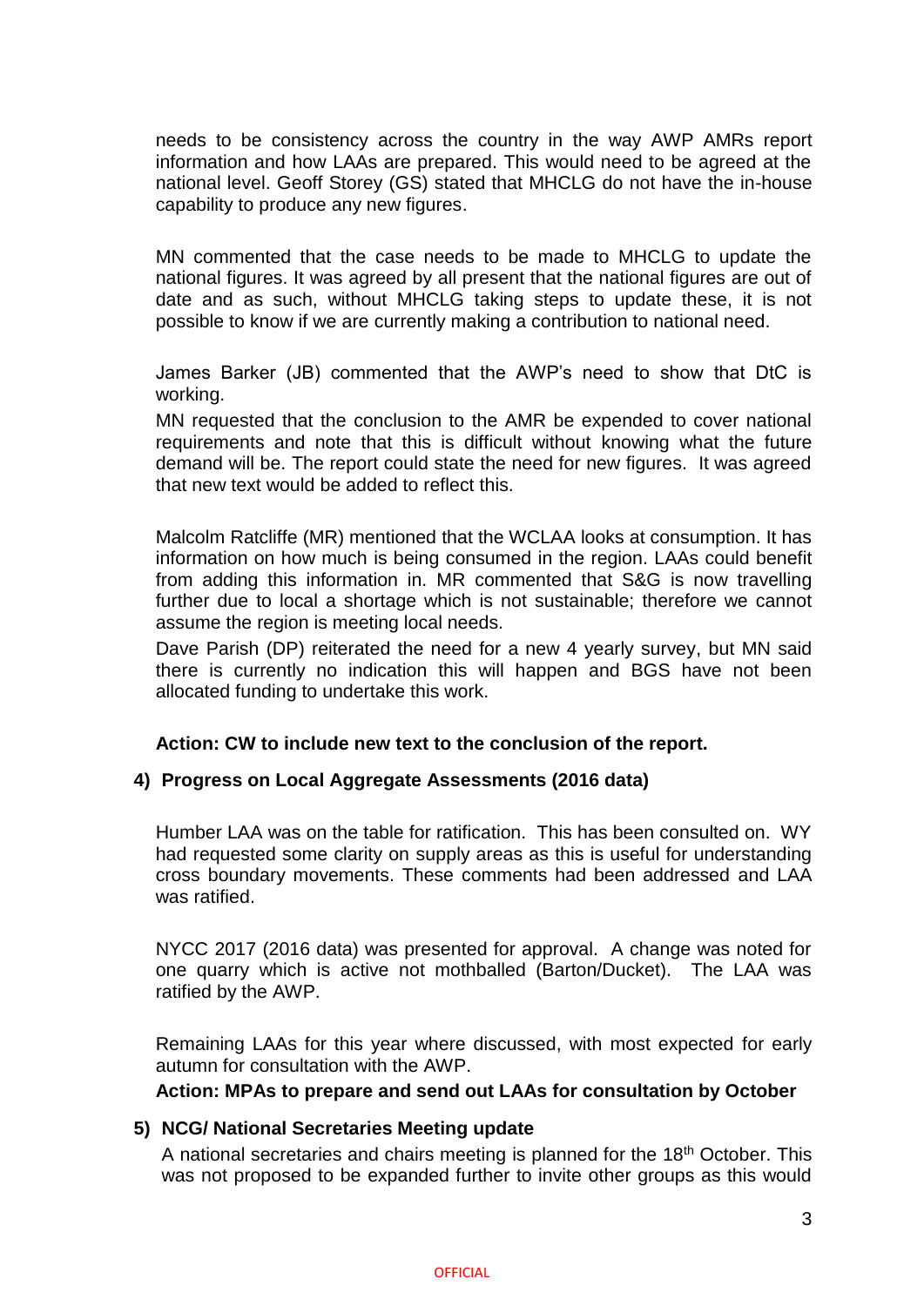needs to be consistency across the country in the way AWP AMRs report information and how LAAs are prepared. This would need to be agreed at the national level. Geoff Storey (GS) stated that MHCLG do not have the in-house capability to produce any new figures.

MN commented that the case needs to be made to MHCLG to update the national figures. It was agreed by all present that the national figures are out of date and as such, without MHCLG taking steps to update these, it is not possible to know if we are currently making a contribution to national need.

James Barker (JB) commented that the AWP's need to show that DtC is working.

MN requested that the conclusion to the AMR be expended to cover national requirements and note that this is difficult without knowing what the future demand will be. The report could state the need for new figures. It was agreed that new text would be added to reflect this.

Malcolm Ratcliffe (MR) mentioned that the WCLAA looks at consumption. It has information on how much is being consumed in the region. LAAs could benefit from adding this information in. MR commented that S&G is now travelling further due to local a shortage which is not sustainable; therefore we cannot assume the region is meeting local needs.

Dave Parish (DP) reiterated the need for a new 4 yearly survey, but MN said there is currently no indication this will happen and BGS have not been allocated funding to undertake this work.

**Action: CW to include new text to the conclusion of the report.**

## 4) Progress on Local Aggregate Assessments (2016 data)

Humber LAA was on the table for ratification. This has been consulted on. WY had requested some clarity on supply areas as this is useful for understanding cross boundary movements. These comments had been addressed and LAA was ratified.

NYCC 2017 (2016 data) was presented for approval. A change was noted for one quarry which is active not mothballed (Barton/Ducket). The LAA was ratified by the AWP.

Remaining LAAs for this year where discussed, with most expected for early autumn for consultation with the AWP.

**Action: MPAs to prepare and send out LAAs for consultation by October**

## 5) NCG/ National Secretaries Meeting update

A national secretaries and chairs meeting is planned for the 18th October. This was not proposed to be expanded further to invite other groups as this would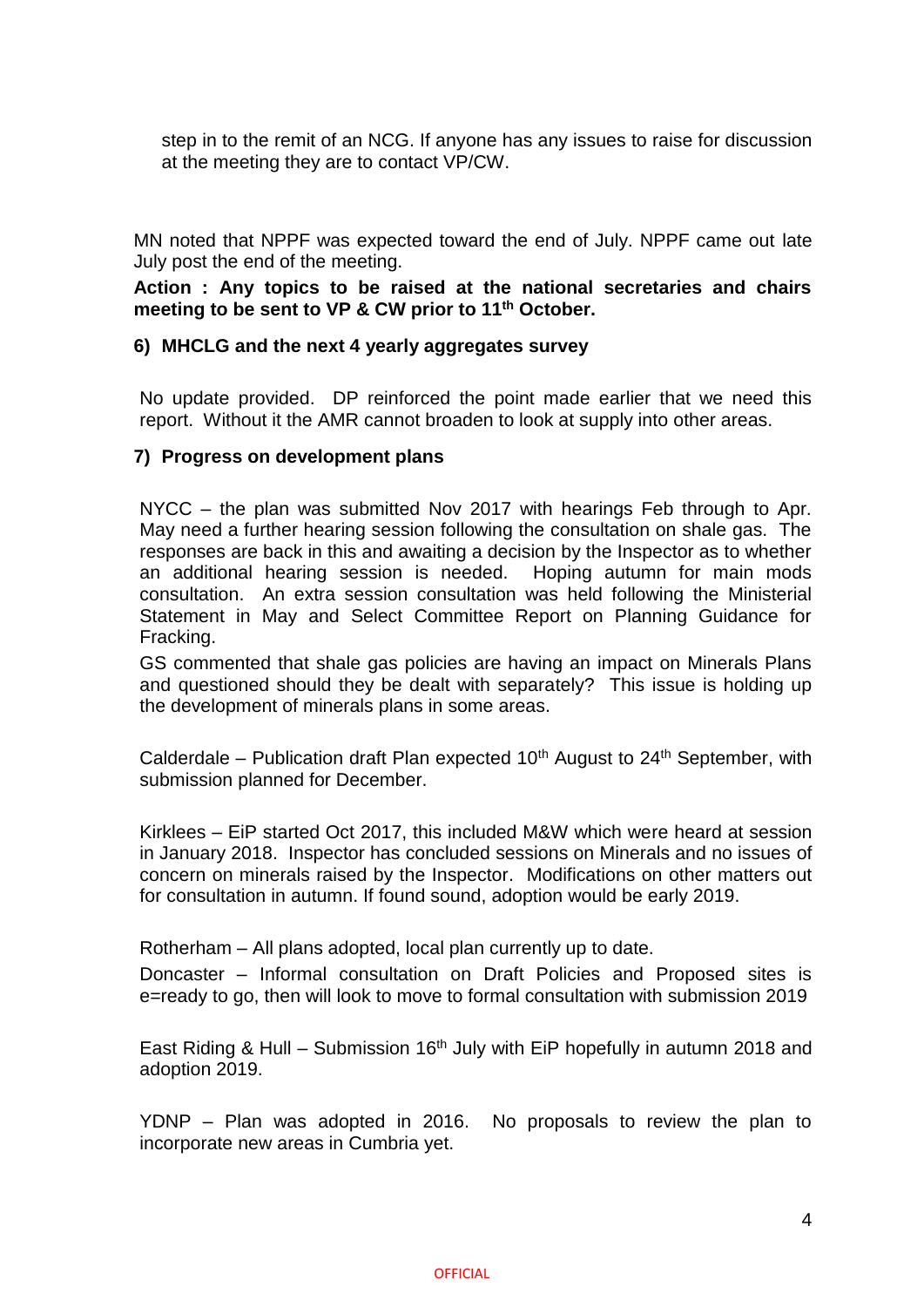step in to the remit of an NCG. If anyone has any issues to raise for discussion at the meeting they are to contact VP/CW.

MN noted that NPPF was expected toward the end of July. NPPF came out late July post the end of the meeting.

**Action : Any topics to be raised at the national secretaries and chairs meeting to be sent to VP & CW prior to 11th October.**

**6) MHCLG and the next 4 yearly aggregates survey**

No update provided. DP reinforced the point made earlier that we need this report. Without it the AMR cannot broaden to look at supply into other areas.

**7) Progress on development plans**

NYCC – the plan was submitted Nov 2017 with hearings Feb through to Apr. May need a further hearing session following the consultation on shale gas. The responses are back in this and awaiting a decision by the Inspector as to whether an additional hearing session is needed. Hoping autumn for main mods consultation. An extra session consultation was held following the Ministerial Statement in May and Select Committee Report on Planning Guidance for Fracking.

GS commented that shale gas policies are having an impact on Minerals Plans and questioned should they be dealt with separately? This issue is holding up the development of minerals plans in some areas.

Calderdale – Publication draft Plan expected 10th August to 24th September, with submission planned for December.

Kirklees – EiP started Oct 2017, this included M&W which were heard at session in January 2018. Inspector has concluded sessions on Minerals and no issues of concern on minerals raised by the Inspector. Modifications on other matters out for consultation in autumn. If found sound, adoption would be early 2019.

Rotherham – All plans adopted, local plan currently up to date.

Doncaster – Informal consultation on Draft Policies and Proposed sites is e=ready to go, then will look to move to formal consultation with submission 2019

East Riding & Hull – Submission 16th July with EiP hopefully in autumn 2018 and adoption 2019.

YDNP – Plan was adopted in 2016. No proposals to review the plan to incorporate new areas in Cumbria yet.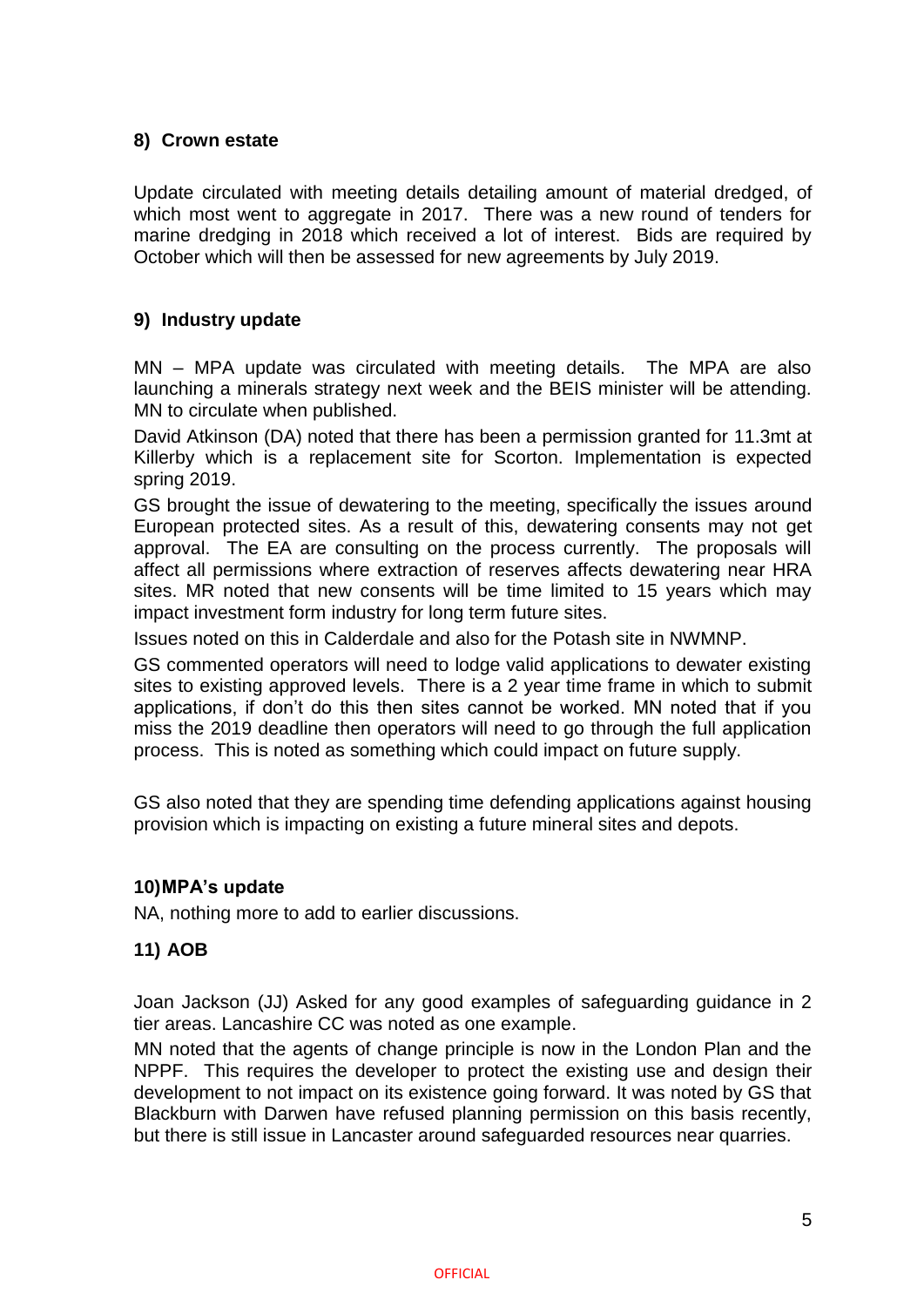## 8) Crown estate

Update circulated with meeting details detailing amount of material dredged, of which most went to aggregate in 2017. There was a new round of tenders for marine dredging in 2018 which received a lot of interest. Bids are required by October which will then be assessed for new agreements by July 2019.

## 9) Industry update

MN – MPA update was circulated with meeting details. The MPA are also launching a minerals strategy next week and the BEIS minister will be attending. MN to circulate when published.

David Atkinson (DA) noted that there has been a permission granted for 11.3mt at Killerby which is a replacement site for Scorton. Implementation is expected spring 2019.

GS brought the issue of dewatering to the meeting, specifically the issues around European protected sites. As a result of this, dewatering consents may not get approval. The EA are consulting on the process currently. The proposals will affect all permissions where extraction of reserves affects dewatering near HRA sites. MR noted that new consents will be time limited to 15 years which may impact investment form industry for long term future sites.

Issues noted on this in Calderdale and also for the Potash site in NWMNP.

GS commented operators will need to lodge valid applications to dewater existing sites to existing approved levels. There is a 2 year time frame in which to submit applications, if don't do this then sites cannot be worked. MN noted that if you miss the 2019 deadline then operators will need to go through the full application process. This is noted as something which could impact on future supply.

GS also noted that they are spending time defending applications against housing provision which is impacting on existing a future mineral sites and depots.

## 10) MPA's update

NA, nothing more to add to earlier discussions.

## 11) AOB

Joan Jackson (JJ) Asked for any good examples of safeguarding guidance in 2 tier areas. Lancashire CC was noted as one example.

MN noted that the agents of change principle is now in the London Plan and the NPPF. This requires the developer to protect the existing use and design their development to not impact on its existence going forward. It was noted by GS that Blackburn with Darwen have refused planning permission on this basis recently, but there is still issue in Lancaster around safeguarded resources near quarries.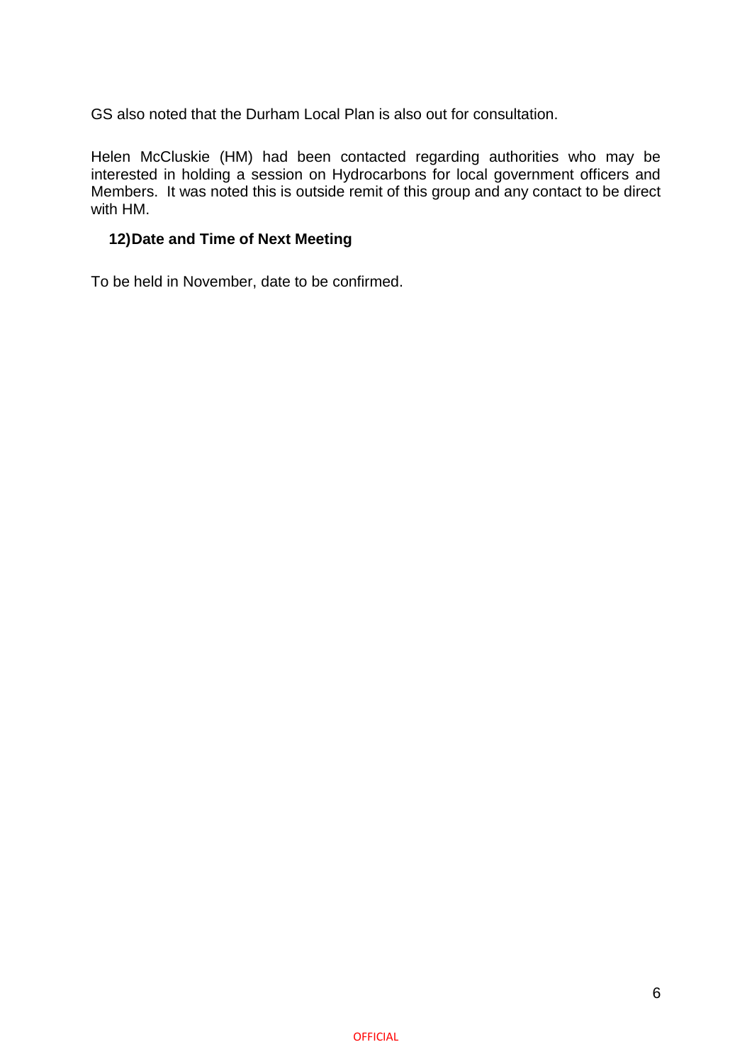GS also noted that the Durham Local Plan is also out for consultation.

Helen McCluskie (HM) had been contacted regarding authorities who may be interested in holding a session on Hydrocarbons for local government officers and Members. It was noted this is outside remit of this group and any contact to be direct with HM.

## 12) Date and Time of Next Meeting

To be held in November, date to be confirmed.